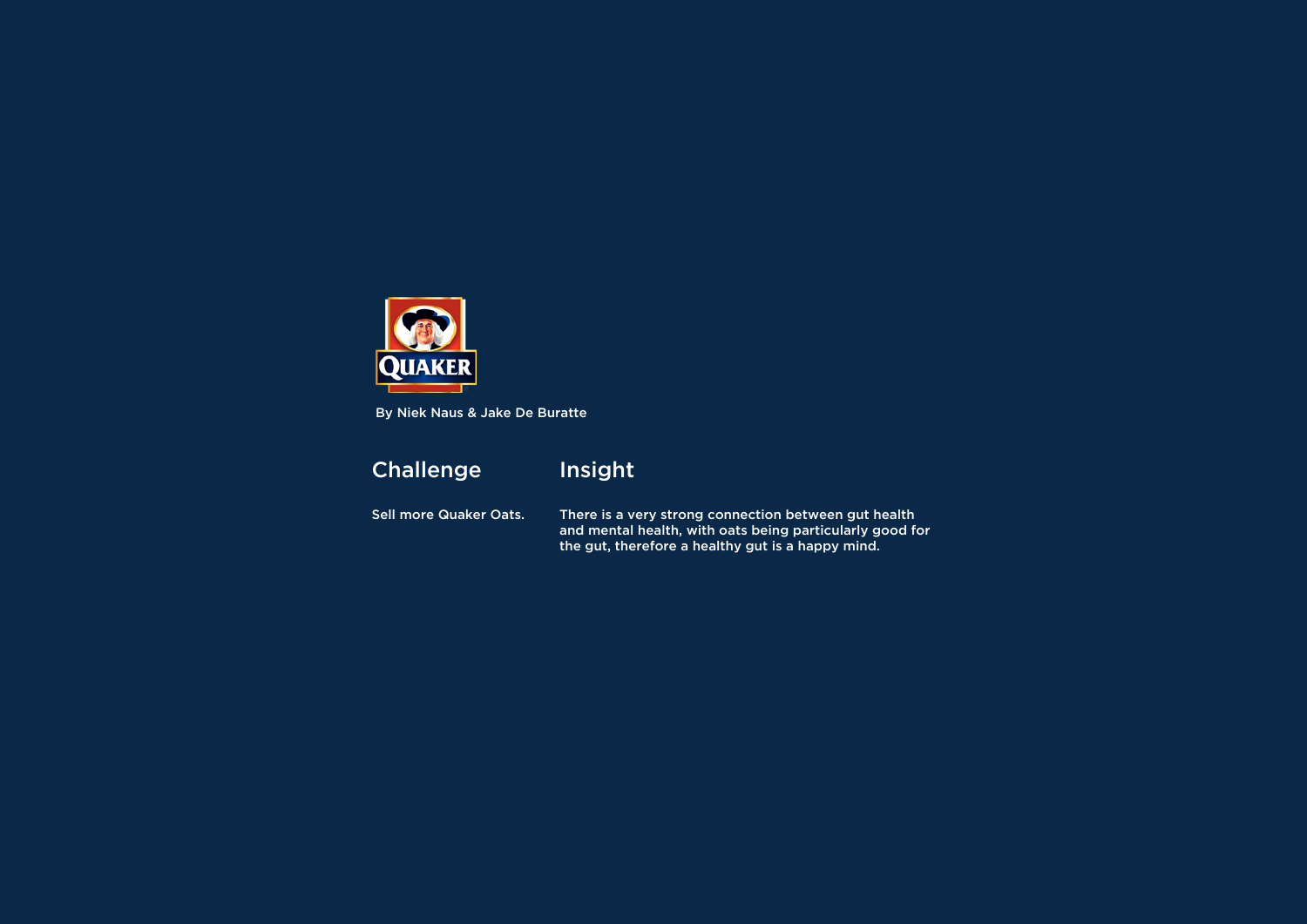QUAKER

By Niek Naus & Jake De Buratte

## Challenge

Sell more Quaker Oats.

## Insight

There is a very strong connection between gut health and mental health, with oats being particularly good for the gut, therefore a healthy gut is a happy mind.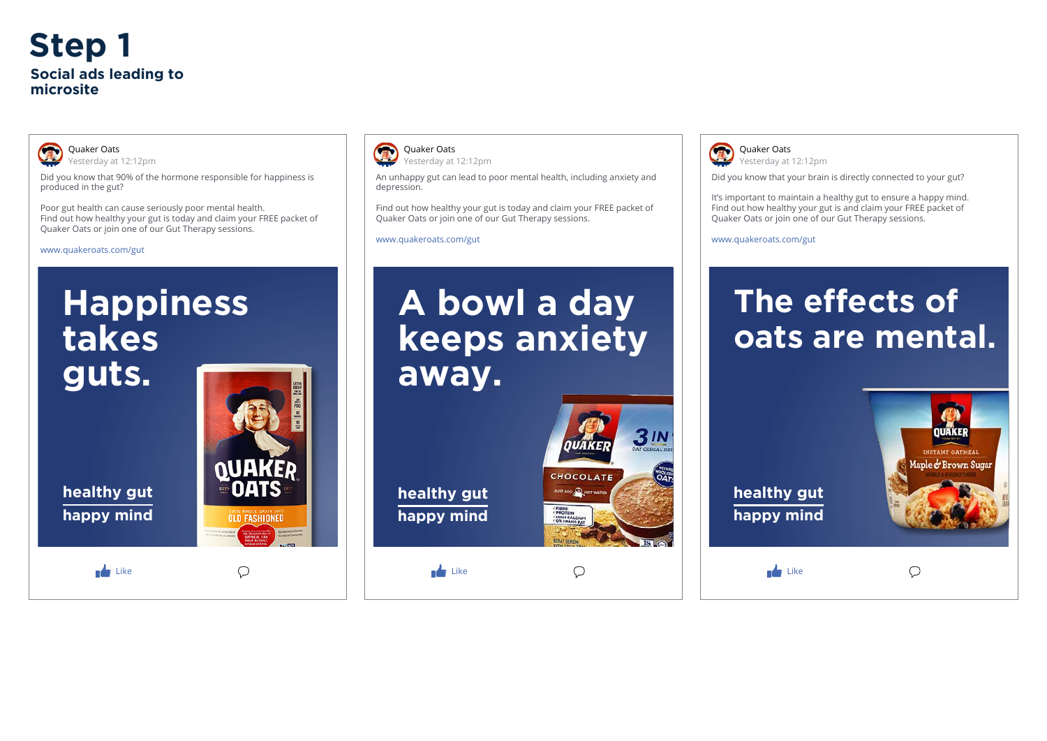# Step 1

## Social ads leading to microsite

Quaker Oats
Yesterday at 12:12pm

Did you know that 90% of the hormone responsible for happiness is produced in the gut?

Poor gut health can cause seriously poor mental health.
Find out how healthy your gut is today and claim your FREE packet of Quaker Oats or join one of our Gut Therapy sessions.

www.quakeroats.com/gut

**Happiness takes guts.**

**healthy gut**
**happy mind**

Like

---

Quaker Oats
Yesterday at 12:12pm

An unhappy gut can lead to poor mental health, including anxiety and depression.

Find out how healthy your gut is today and claim your FREE packet of Quaker Oats or join one of our Gut Therapy sessions.

www.quakeroats.com/gut

**A bowl a day keeps anxiety away.**

**healthy gut**
**happy mind**

Like

---

Quaker Oats
Yesterday at 12:12pm

Did you know that your brain is directly connected to your gut?

It's important to maintain a healthy gut to ensure a happy mind.
Find out how healthy your gut is and claim your FREE packet of Quaker Oats or join one of our Gut Therapy sessions.

www.quakeroats.com/gut

**The effects of oats are mental.**

**healthy gut**
**happy mind**

Like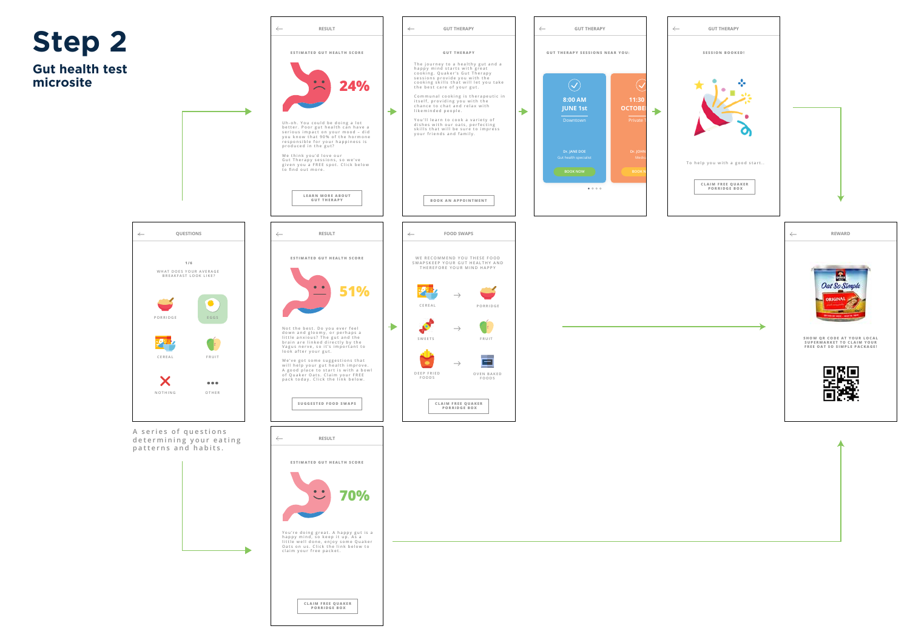# Step 2

## Gut health test microsite

### QUESTIONS

1/6

WHAT DOES YOUR AVERAGE BREAKFAST LOOK LIKE?

- PORRIDGE
- EGGS
- CEREAL
- FRUIT
- NOTHING
- OTHER

A series of questions determining your eating patterns and habits.

---

### RESULT

ESTIMATED GUT HEALTH SCORE

24%

Uh-oh. You could be doing a lot better. Poor gut health can have a serious impact on your mood – did you know that 90% of the hormone responsible for your happiness is produced in the gut?

We think you'd love our Gut Therapy sessions, so we've given you a FREE spot. Click below to find out more.

LEARN MORE ABOUT GUT THERAPY

### GUT THERAPY

GUT THERAPY

The journey to a healthy gut and a happy mind starts with great cooking. Quaker's Gut Therapy sessions provide you with the cooking skills that will let you take the best care of your gut.

Communal cooking is therapeutic in itself, providing you with the chance to chat and relax with likeminded people.

You'll learn to cook a variety of dishes with our oats, perfecting skills that will be sure to impress your friends and family.

BOOK AN APPOINTMENT

### GUT THERAPY

GUT THERAPY SESSIONS NEAR YOU:

8:00 AM
JUNE 1st
Downtown
Dr. JANE DOE
Gut health specialist
BOOK NOW

11:30
OCTOBE
Private
Dr. JOHN
Medic
BOOK N

### GUT THERAPY

SESSION BOOKED!

To help you with a good start...

CLAIM FREE QUAKER PORRIDGE BOX

---

### RESULT

ESTIMATED GUT HEALTH SCORE

51%

Not the best. Do you ever feel down and gloomy, or perhaps a little anxious? The gut and the brain are linked directly by the Vagus nerve, so it's important to look after your gut.

We've got some suggestions that will help your gut health improve. A good place to start is with a bowl of Quaker Oats. Claim your FREE pack today. Click the link below.

SUGGESTED FOOD SWAPS

### FOOD SWAPS

WE RECOMMEND YOU THESE FOOD SWAPSKEEP YOUR GUT HEALTHY AND THEREFORE YOUR MIND HAPPY

- CEREAL → PORRIDGE
- SWEETS → FRUIT
- DEEP FRIED FOODS → OVEN BAKED FOODS

CLAIM FREE QUAKER PORRIDGE BOX

---

### RESULT

ESTIMATED GUT HEALTH SCORE

70%

You're doing great. A happy gut is a happy mind, so keep it up. As a little well done, enjoy some Quaker Oats on us. Click the link below to claim your free packet.

CLAIM FREE QUAKER PORRIDGE BOX

---

### REWARD

SHOW QR CODE AT YOUR LOCAL SUPERMARKET TO CLAIM YOUR FREE OAT SO SIMPLE PACKAGE!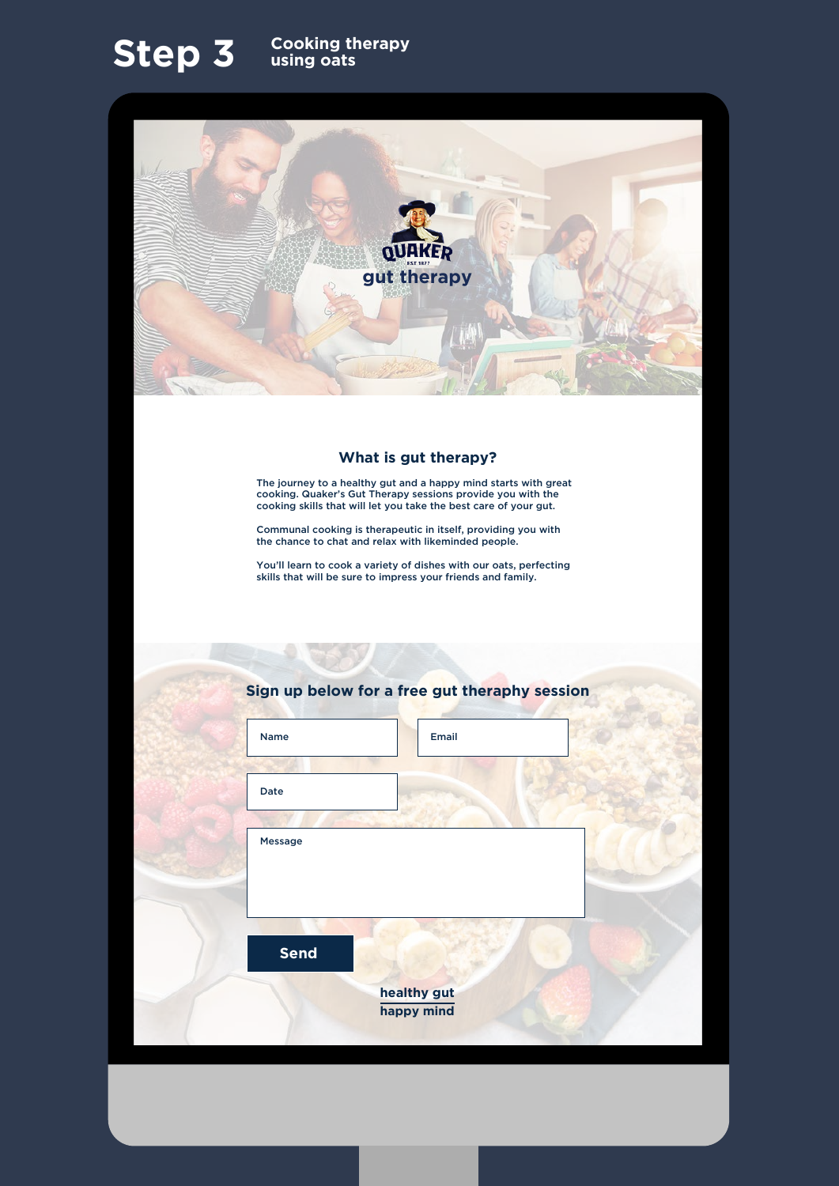# Step 3

Cooking therapy using oats

QUAKER

EST. 1877

gut therapy

## What is gut therapy?

The journey to a healthy gut and a happy mind starts with great cooking. Quaker's Gut Therapy sessions provide you with the cooking skills that will let you take the best care of your gut.

Communal cooking is therapeutic in itself, providing you with the chance to chat and relax with likeminded people.

You'll learn to cook a variety of dishes with our oats, perfecting skills that will be sure to impress your friends and family.

### Sign up below for a free gut theraphy session

Name

Email

Date

Message

**Send**

healthy gut

happy mind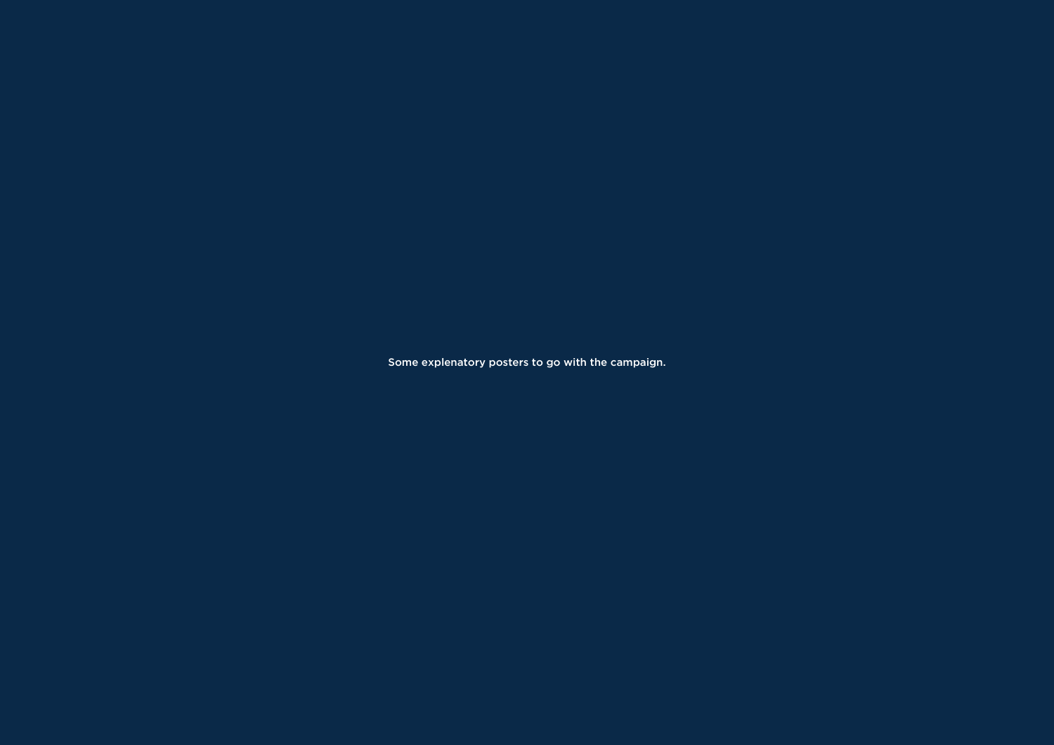Some explenatory posters to go with the campaign.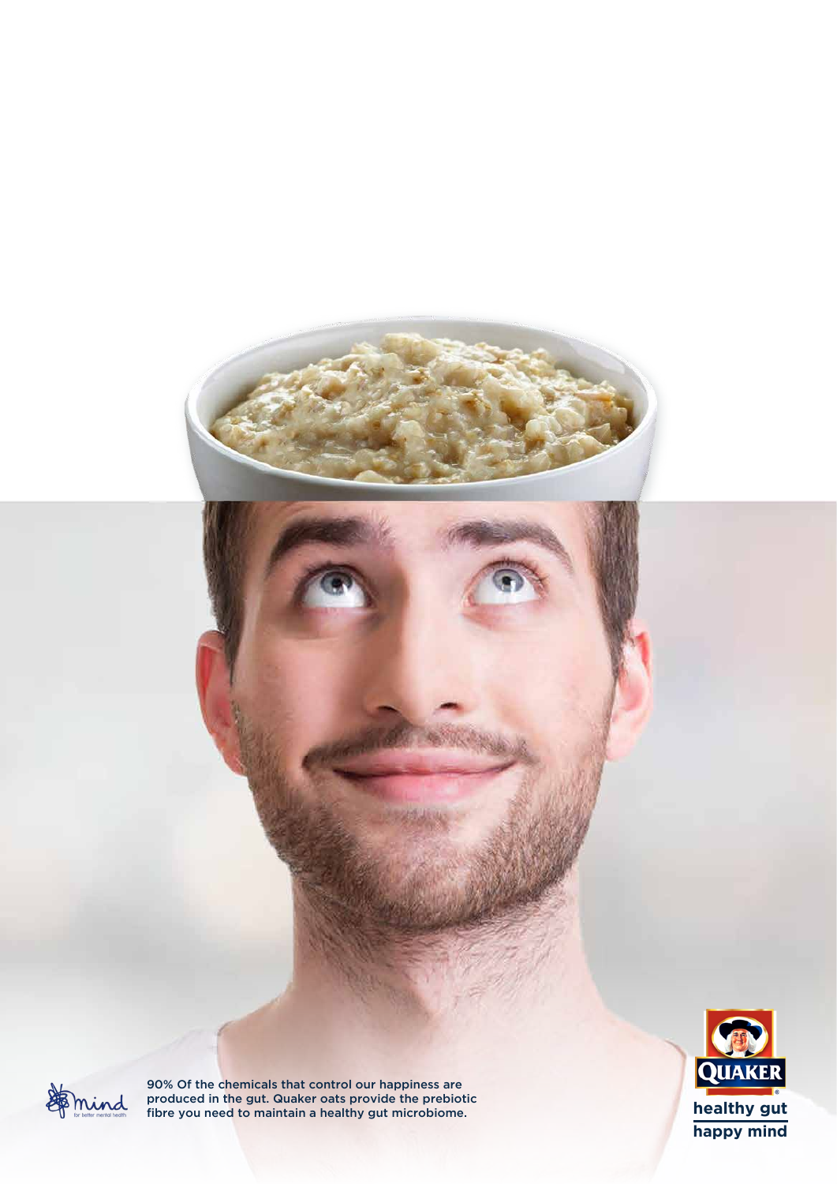90% Of the chemicals that control our happiness are produced in the gut. Quaker oats provide the prebiotic fibre you need to maintain a healthy gut microbiome.

mind
for better mental health

QUAKER

**healthy gut**
**happy mind**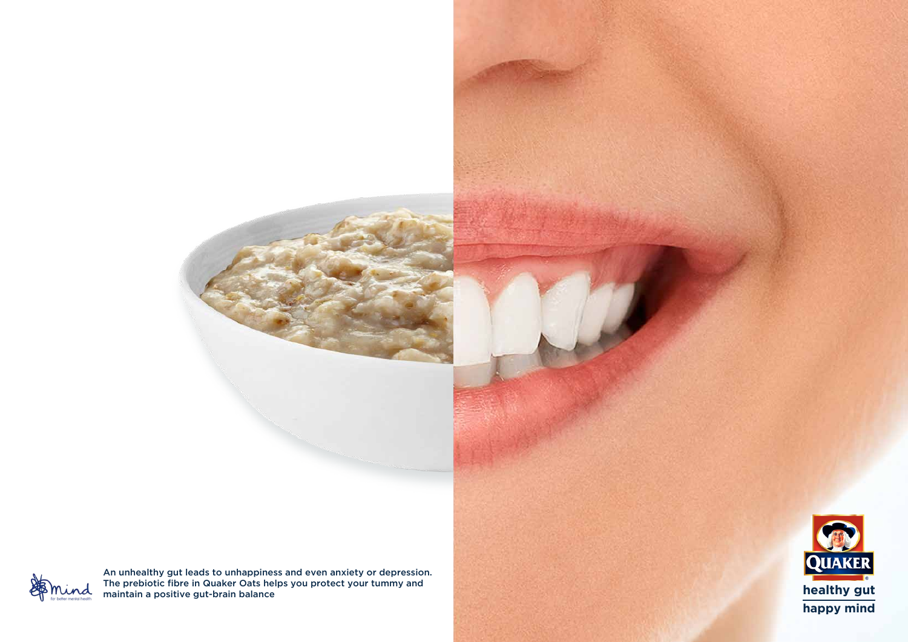An unhealthy gut leads to unhappiness and even anxiety or depression. The prebiotic fibre in Quaker Oats helps you protect your tummy and maintain a positive gut-brain balance

mind — for better mental health

QUAKER

**healthy gut**

**happy mind**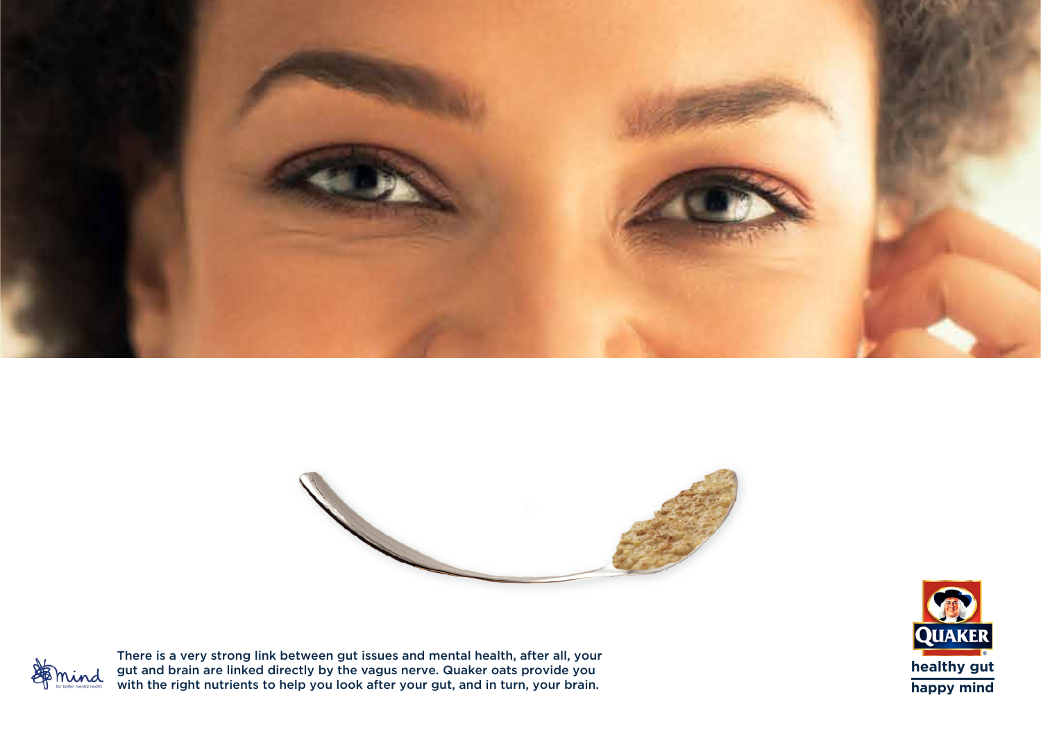There is a very strong link between gut issues and mental health, after all, your gut and brain are linked directly by the vagus nerve. Quaker oats provide you with the right nutrients to help you look after your gut, and in turn, your brain.

mind
for better mental health

QUAKER

**healthy gut**
**happy mind**